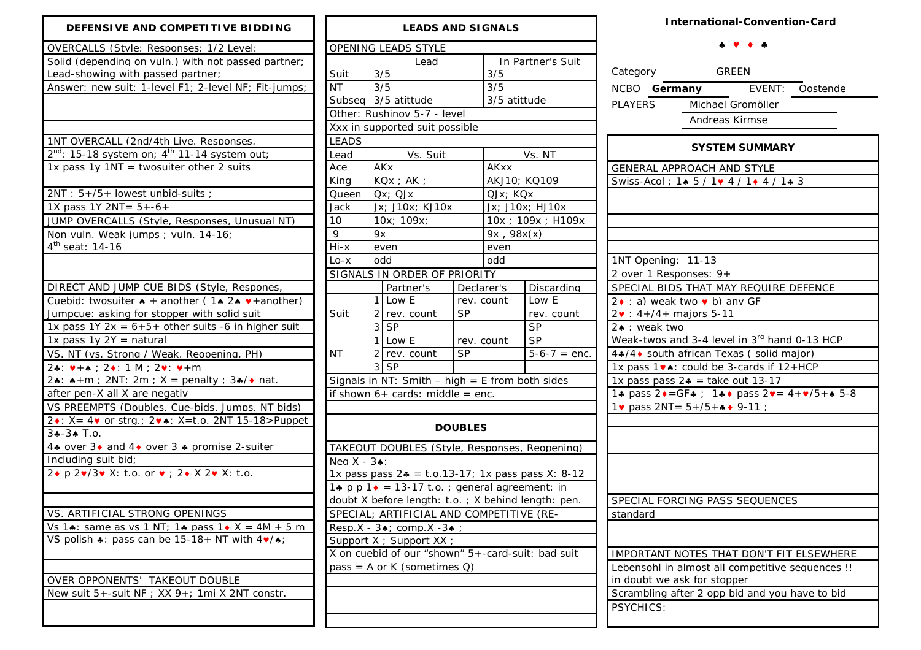## DEFENSIVE AND COMPETITIVE BIDDING

OVERCALLS (Style; Responses; 1/2 Level;
Solid (depending on vuln.) with not passed partner;
Lead-showing with passed partner;
Answer: new suit: 1-level F1; 2-level NF; Fit-jumps;

1NT OVERCALL (2nd/4th Live, Responses,
2[nd]: 15-18 system on; 4[th] 11-14 system out;
1x pass 1y 1NT = twosuiter other 2 suits

2NT : 5+/5+ lowest unbid-suits ;
1X pass 1Y 2NT= 5+-6+

JUMP OVERCALLS (Style, Responses, Unusual NT)
Non vuln. Weak jumps ; vuln. 14-16;
4[th] seat: 14-16

DIRECT AND JUMP CUE BIDS (Style, Respones,
Cuebid: twosuiter ♠ + another ( 1♠ 2♠ ♥+another)
Jumpcue: asking for stopper with solid suit
1x pass 1Y 2x = 6+5+ other suits -6 in higher suit
1x pass 1y 2Y = natural

VS. NT (vs. Strong / Weak, Reopening, PH)
2♣: ♥+♠ ; 2♦: 1 M ; 2♥: ♥+m
2♠: ♠+m ; 2NT: 2m ; X = penalty ; 3♣/♦ nat.
after pen-X all X are negativ

VS PREEMPTS (Doubles, Cue-bids, Jumps, NT bids)
2♦: X= 4♥ or strg.; 2♥♠: X=t.o. 2NT 15-18>Puppet
3♣-3♠ T.o.
4♣ over 3♦ and 4♦ over 3 ♣ promise 2-suiter
Including suit bid;
2♦ p 2♥/3♥ X: t.o. or ♥ ; 2♦ X 2♥ X: t.o.

VS. ARTIFICIAL STRONG OPENINGS
Vs 1♣: same as vs 1 NT; 1♣ pass 1♦ X = 4M + 5 m
VS polish ♣: pass can be 15-18+ NT with 4♥/♠;

OVER OPPONENTS' TAKEOUT DOUBLE
New suit 5+-suit NF ; XX 9+; 1mi X 2NT constr.

## LEADS AND SIGNALS

OPENING LEADS STYLE

| | Lead | In Partner's Suit |
|---|---|---|
| Suit | 3/5 | 3/5 |
| NT | 3/5 | 3/5 |
| Subseq | 3/5 atittude | 3/5 atittude |

Other: Rushinov 5-7 - level
Xxx in supported suit possible

LEADS

| Lead | Vs. Suit | Vs. NT |
|---|---|---|
| Ace | AKx | AKxx |
| King | KQx ; AK ; | AKJ10; KQ109 |
| Queen | Qx; QJx | QJx; KQx |
| Jack | Jx; J10x; KJ10x | Jx; J10x; HJ10x |
| 10 | 10x; 109x; | 10x ; 109x ; H109x |
| 9 | 9x | 9x , 98x(x) |
| Hi-x | even | even |
| Lo-x | odd | odd |

SIGNALS IN ORDER OF PRIORITY

| | | Partner's | Declarer's | Discarding |
|---|---|---|---|---|
| Suit | 1 | Low E | rev. count | Low E |
| | 2 | rev. count | SP | rev. count |
| | 3 | SP | | SP |
| NT | 1 | Low E | rev. count | SP |
| | 2 | rev. count | SP | 5-6-7 = enc. |
| | 3 | SP | | |

Signals in NT: Smith – high = E from both sides
if shown 6+ cards: middle = enc.

## DOUBLES

TAKEOUT DOUBLES (Style, Responses, Reopening)
Neg X - 3♠;
1x pass pass 2♣ = t.o.13-17; 1x pass pass X: 8-12
1♣ p p 1♦ = 13-17 t.o. ; general agreement: in
doubt X before length: t.o. ; X behind length: pen.

SPECIAL; ARTIFICIAL AND COMPETITIVE (RE-
Resp.X - 3♠; comp.X -3♠ ;
Support X ; Support XX ;
X on cuebid of our "shown" 5+-card-suit: bad suit
pass = A or K (sometimes Q)

## International-Convention-Card

♠ ♥ ♦ ♣

Category GREEN
NCBO **Germany** EVENT: Oostende
PLAYERS Michael Gromöller
Andreas Kirmse

## SYSTEM SUMMARY

GENERAL APPROACH AND STYLE
Swiss-Acol ; 1♠ 5 / 1♥ 4 / 1♦ 4 / 1♣ 3

1NT Opening: 11-13
2 over 1 Responses: 9+

SPECIAL BIDS THAT MAY REQUIRE DEFENCE
2♦ : a) weak two ♥ b) any GF
2♥ : 4+/4+ majors 5-11
2♠ : weak two
Weak-twos and 3-4 level in 3[rd] hand 0-13 HCP
4♣/4♦ south african Texas ( solid major)
1x pass 1♥♠: could be 3-cards if 12+HCP
1x pass 2♣ = take out 13-17
1♣ pass 2♦=GF♣ ; 1♣♦ pass 2♥= 4+♥/5+♠ 5-8
1♥ pass 2NT= 5+/5+♣♦ 9-11 ;

SPECIAL FORCING PASS SEQUENCES
standard

IMPORTANT NOTES THAT DON'T FIT ELSEWHERE
Lebensohl in almost all competitive sequences !!
in doubt we ask for stopper
Scrambling after 2 opp bid and you have to bid
PSYCHICS: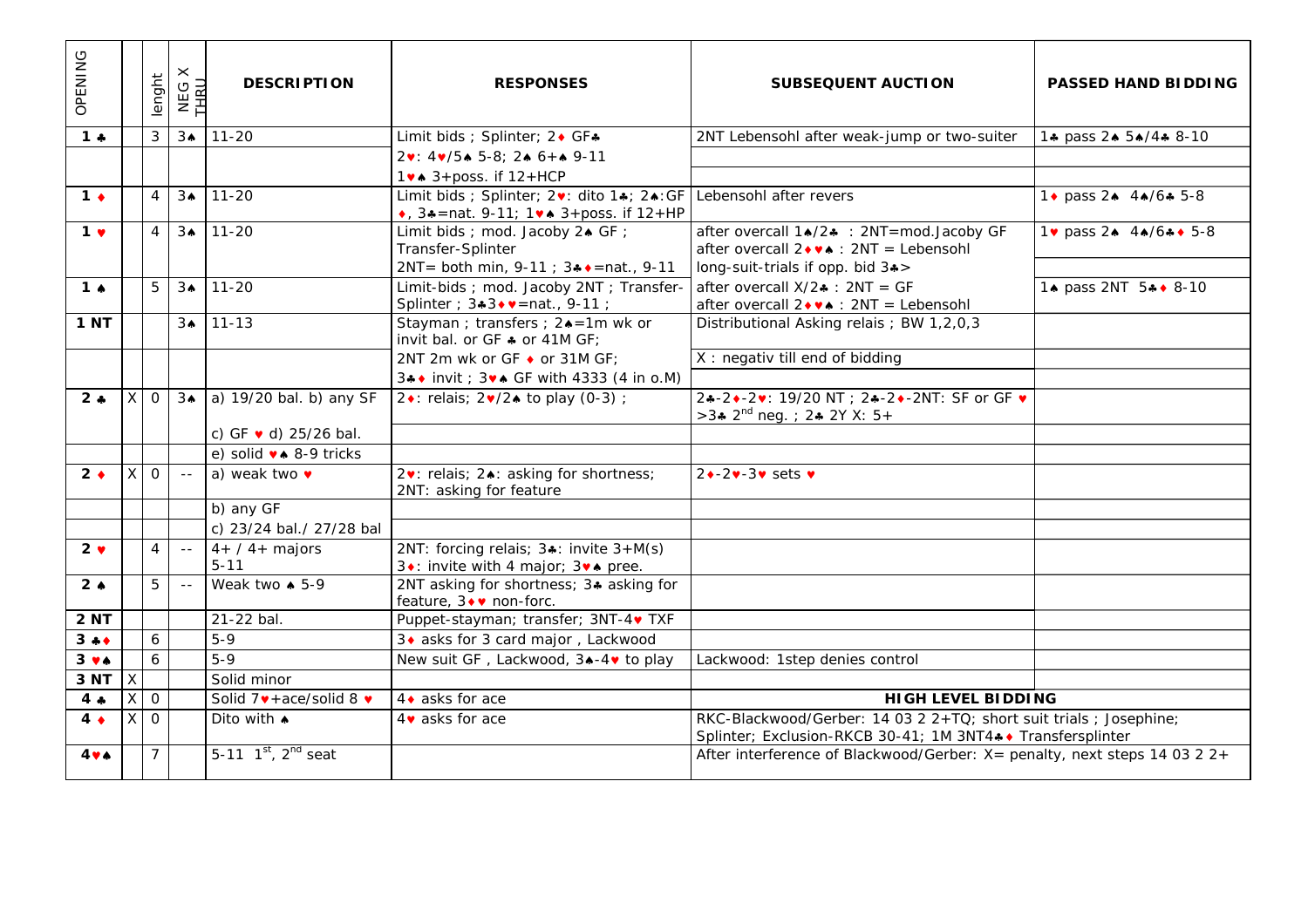| OPENING | | lenght | NEG X THRU | DESCRIPTION | RESPONSES | SUBSEQUENT AUCTION | PASSED HAND BIDDING |
|---|---|---|---|---|---|---|---|
| 1 ♣ | | 3 | 3♠ | 11-20 | Limit bids ; Splinter; 2♦ GF♣ | 2NT Lebensohl after weak-jump or two-suiter | 1♣ pass 2♠ 5♠/4♣ 8-10 |
| | | | | | 2♥: 4♥/5♠ 5-8; 2♠ 6+♠ 9-11 | | |
| | | | | | 1♥♠ 3+poss. if 12+HCP | | |
| 1 ♦ | | 4 | 3♠ | 11-20 | Limit bids ; Splinter; 2♥: dito 1♣; 2♠:GF ♦, 3♣=nat. 9-11; 1♥♠ 3+poss. if 12+HP | Lebensohl after revers | 1♦ pass 2♠ 4♠/6♣ 5-8 |
| 1 ♥ | | 4 | 3♠ | 11-20 | Limit bids ; mod. Jacoby 2♠ GF ; Transfer-Splinter 2NT= both min, 9-11 ; 3♣♦=nat., 9-11 | after overcall 1♠/2♣ : 2NT=mod.Jacoby GF after overcall 2♦♥♠ : 2NT = Lebensohl long-suit-trials if opp. bid 3♣> | 1♥ pass 2♠ 4♠/6♣♦ 5-8 |
| 1 ♠ | | 5 | 3♠ | 11-20 | Limit-bids ; mod. Jacoby 2NT ; Transfer-Splinter ; 3♣3♦♥=nat., 9-11 ; | after overcall X/2♣ : 2NT = GF after overcall 2♦♥♠ : 2NT = Lebensohl | 1♠ pass 2NT 5♣♦ 8-10 |
| 1 NT | | | 3♠ | 11-13 | Stayman ; transfers ; 2♠=1m wk or invit bal. or GF ♣ or 41M GF; | Distributional Asking relais ; BW 1,2,0,3 | |
| | | | | | 2NT 2m wk or GF ♦ or 31M GF; | X : negativ till end of bidding | |
| | | | | | 3♣♦ invit ; 3♥♠ GF with 4333 (4 in o.M) | | |
| 2 ♣ | X | 0 | 3♠ | a) 19/20 bal. b) any SF | 2♦: relais; 2♥/2♠ to play (0-3) ; | 2♣-2♦-2♥: 19/20 NT ; 2♣-2♦-2NT: SF or GF ♥ >3♣ 2nd neg. ; 2♣ 2Y X: 5+ | |
| | | | | c) GF ♥ d) 25/26 bal. | | | |
| | | | | e) solid ♥♠ 8-9 tricks | | | |
| 2 ♦ | X | 0 | -- | a) weak two ♥ | 2♥: relais; 2♠: asking for shortness; 2NT: asking for feature | 2♦-2♥-3♥ sets ♥ | |
| | | | | b) any GF | | | |
| | | | | c) 23/24 bal./ 27/28 bal | | | |
| 2 ♥ | | 4 | -- | 4+ / 4+ majors 5-11 | 2NT: forcing relais; 3♣: invite 3+M(s) 3♦: invite with 4 major; 3♥♠ pree. | | |
| 2 ♠ | | 5 | -- | Weak two ♠ 5-9 | 2NT asking for shortness; 3♣ asking for feature, 3♦♥ non-forc. | | |
| 2 NT | | | | 21-22 bal. | Puppet-stayman; transfer; 3NT-4♥ TXF | | |
| 3 ♣♦ | | 6 | | 5-9 | 3♦ asks for 3 card major , Lackwood | | |
| 3 ♥♠ | | 6 | | 5-9 | New suit GF , Lackwood, 3♠-4♥ to play | Lackwood: 1step denies control | |
| 3 NT | X | | | Solid minor | | | |
| 4 ♣ | X | 0 | | Solid 7♥+ace/solid 8 ♥ | 4♦ asks for ace | **HIGH LEVEL BIDDING** | |
| 4 ♦ | X | 0 | | Dito with ♠ | 4♥ asks for ace | RKC-Blackwood/Gerber: 14 03 2 2+TQ; short suit trials ; Josephine; Splinter; Exclusion-RKCB 30-41; 1M 3NT4♣♦ Transfersplinter | |
| 4♥♠ | | 7 | | 5-11 1st, 2nd seat | | After interference of Blackwood/Gerber: X= penalty, next steps 14 03 2 2+ | |